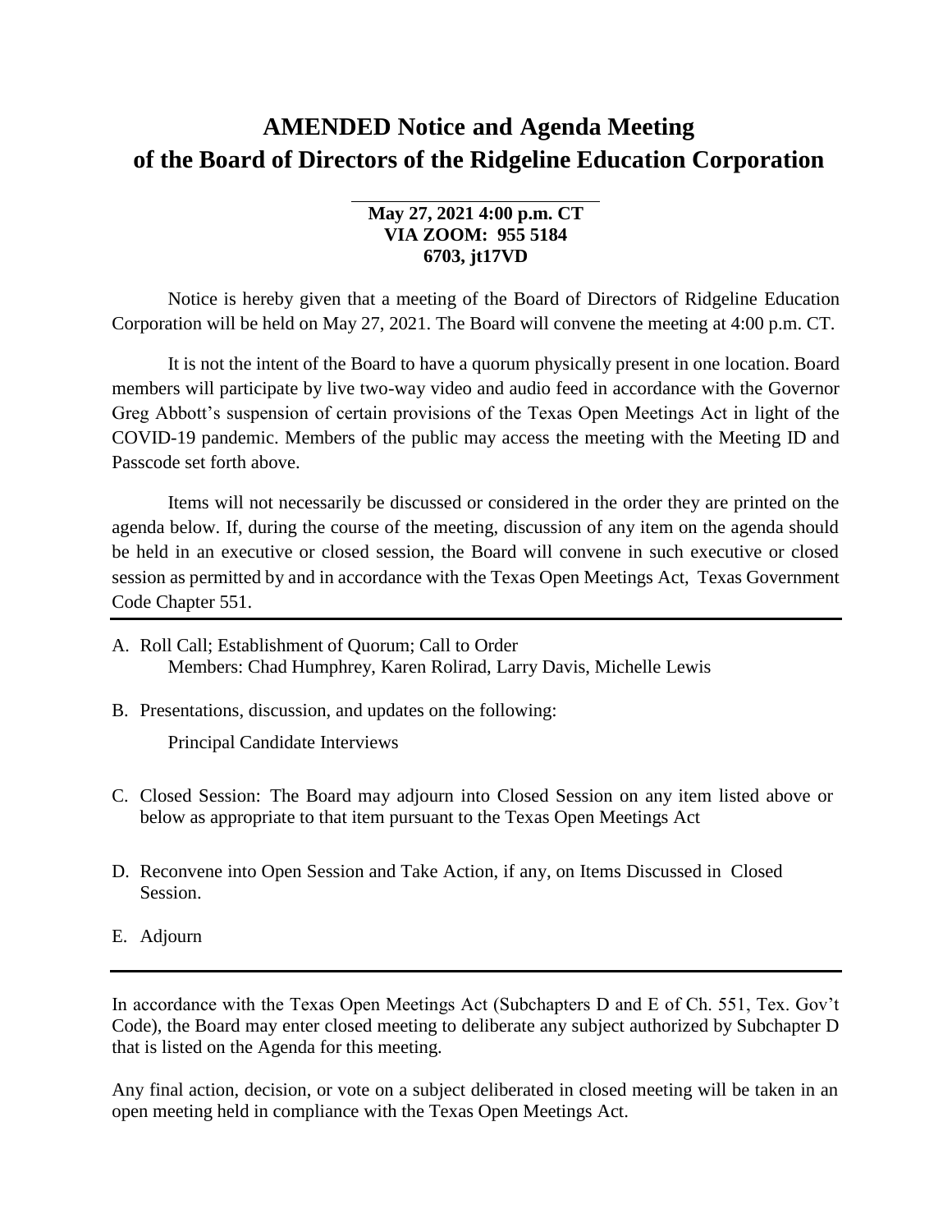# AMENDED Notice and Agenda Meeting of the Board of Directors of the Ridgeline Education Corporation

**May 27, 2021 4:00 p.m. CT**
**VIA ZOOM: 955 5184**
**6703, jt17VD**

Notice is hereby given that a meeting of the Board of Directors of Ridgeline Education Corporation will be held on May 27, 2021. The Board will convene the meeting at 4:00 p.m. CT.

It is not the intent of the Board to have a quorum physically present in one location. Board members will participate by live two-way video and audio feed in accordance with the Governor Greg Abbott's suspension of certain provisions of the Texas Open Meetings Act in light of the COVID-19 pandemic. Members of the public may access the meeting with the Meeting ID and Passcode set forth above.

Items will not necessarily be discussed or considered in the order they are printed on the agenda below. If, during the course of the meeting, discussion of any item on the agenda should be held in an executive or closed session, the Board will convene in such executive or closed session as permitted by and in accordance with the Texas Open Meetings Act, Texas Government Code Chapter 551.

---

A. Roll Call; Establishment of Quorum; Call to Order
   Members: Chad Humphrey, Karen Rolirad, Larry Davis, Michelle Lewis

B. Presentations, discussion, and updates on the following:

   Principal Candidate Interviews

C. Closed Session: The Board may adjourn into Closed Session on any item listed above or below as appropriate to that item pursuant to the Texas Open Meetings Act

D. Reconvene into Open Session and Take Action, if any, on Items Discussed in Closed Session.

E. Adjourn

---

In accordance with the Texas Open Meetings Act (Subchapters D and E of Ch. 551, Tex. Gov't Code), the Board may enter closed meeting to deliberate any subject authorized by Subchapter D that is listed on the Agenda for this meeting.

Any final action, decision, or vote on a subject deliberated in closed meeting will be taken in an open meeting held in compliance with the Texas Open Meetings Act.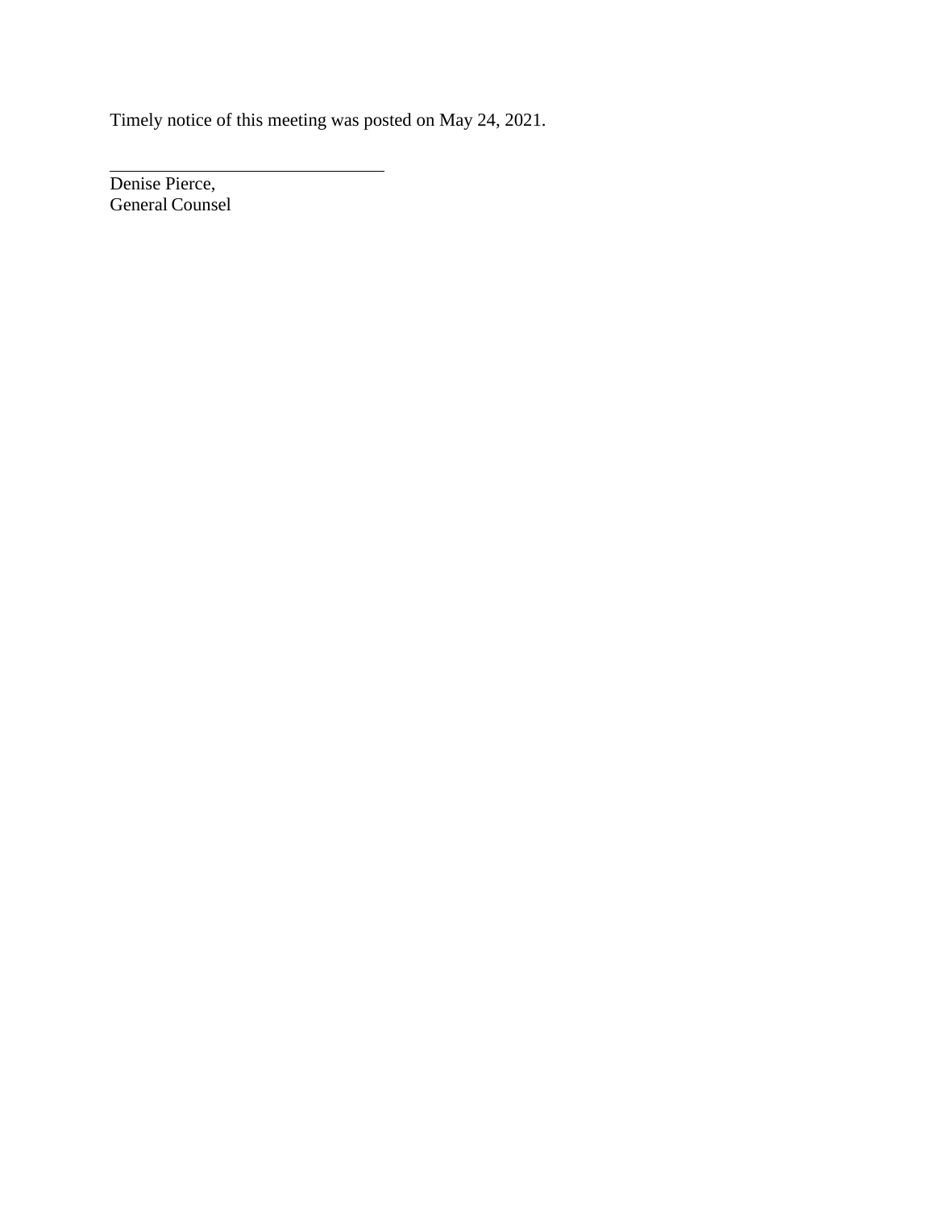Timely notice of this meeting was posted on May 24, 2021.

\_\_\_\_\_\_\_\_\_\_\_\_\_\_\_\_\_\_\_\_\_\_\_\_\_\_\_\_\_\_\_\_

Denise Pierce,
General Counsel